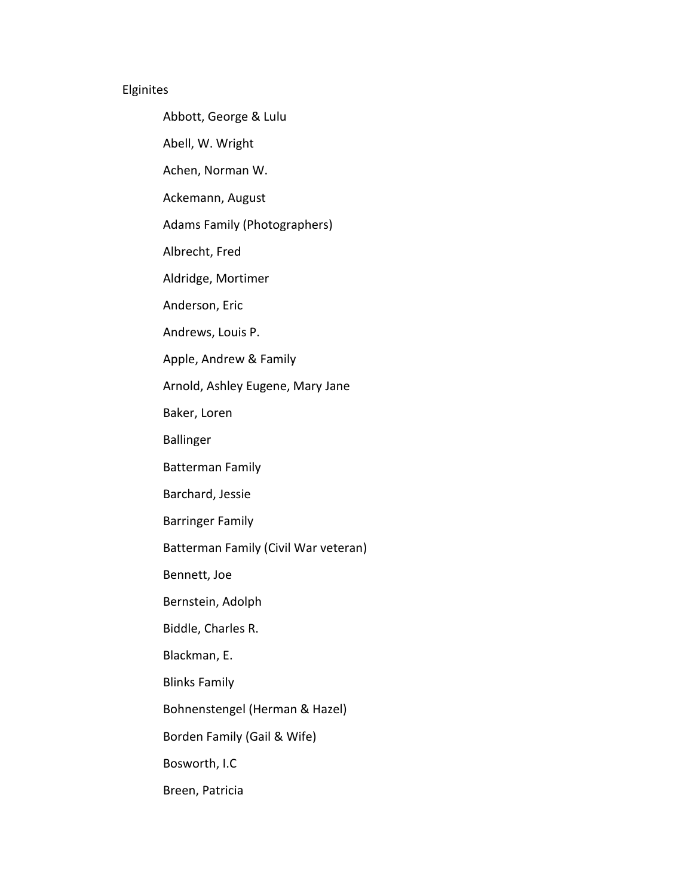Elginites

- Abbott, George & Lulu
- Abell, W. Wright
- Achen, Norman W.
- Ackemann, August
- Adams Family (Photographers)
- Albrecht, Fred
- Aldridge, Mortimer
- Anderson, Eric
- Andrews, Louis P.
- Apple, Andrew & Family
- Arnold, Ashley Eugene, Mary Jane
- Baker, Loren
- Ballinger
- Batterman Family
- Barchard, Jessie
- Barringer Family
- Batterman Family (Civil War veteran)
- Bennett, Joe
- Bernstein, Adolph
- Biddle, Charles R.
- Blackman, E.
- Blinks Family
- Bohnenstengel (Herman & Hazel)
- Borden Family (Gail & Wife)
- Bosworth, I.C
- Breen, Patricia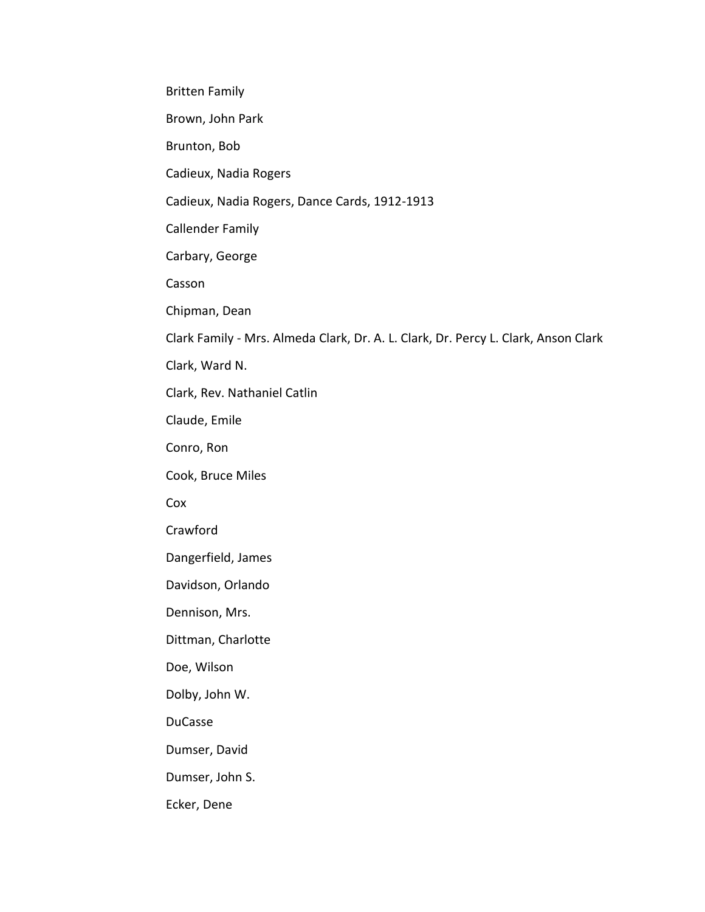Britten Family

Brown, John Park

Brunton, Bob

Cadieux, Nadia Rogers

Cadieux, Nadia Rogers, Dance Cards, 1912-1913

Callender Family

Carbary, George

Casson

Chipman, Dean

Clark Family - Mrs. Almeda Clark, Dr. A. L. Clark, Dr. Percy L. Clark, Anson Clark

Clark, Ward N.

Clark, Rev. Nathaniel Catlin

Claude, Emile

Conro, Ron

Cook, Bruce Miles

Cox

Crawford

Dangerfield, James

Davidson, Orlando

Dennison, Mrs.

Dittman, Charlotte

Doe, Wilson

Dolby, John W.

DuCasse

Dumser, David

Dumser, John S.

Ecker, Dene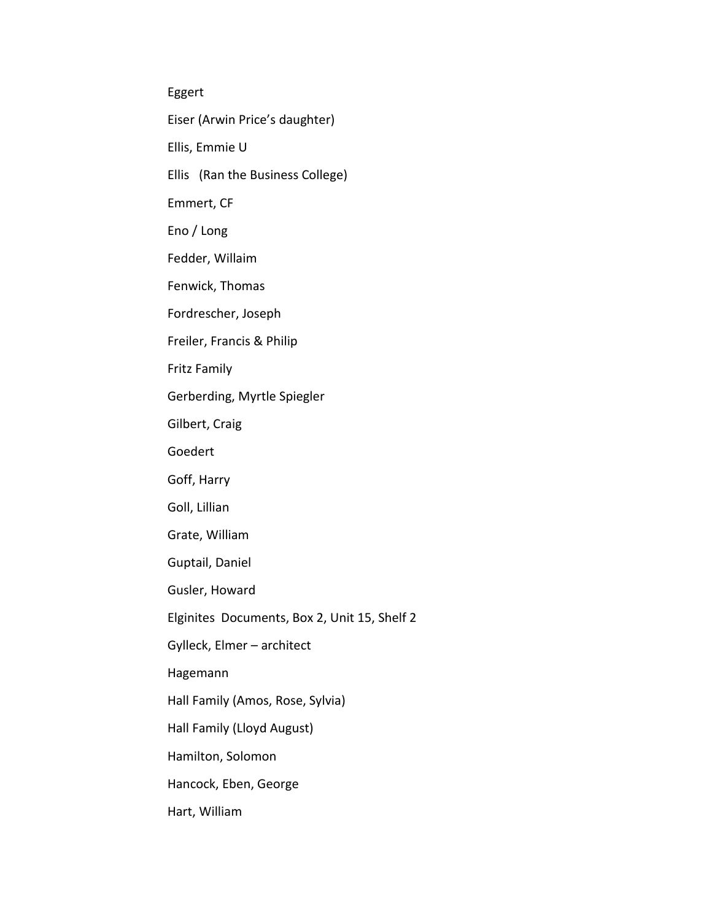Eggert

Eiser (Arwin Price's daughter)

Ellis, Emmie U

Ellis (Ran the Business College)

Emmert, CF

Eno / Long

Fedder, Willaim

Fenwick, Thomas

Fordrescher, Joseph

Freiler, Francis & Philip

Fritz Family

Gerberding, Myrtle Spiegler

Gilbert, Craig

Goedert

Goff, Harry

Goll, Lillian

Grate, William

Guptail, Daniel

Gusler, Howard

Elginites Documents, Box 2, Unit 15, Shelf 2

Gylleck, Elmer – architect

Hagemann

Hall Family (Amos, Rose, Sylvia)

Hall Family (Lloyd August)

Hamilton, Solomon

Hancock, Eben, George

Hart, William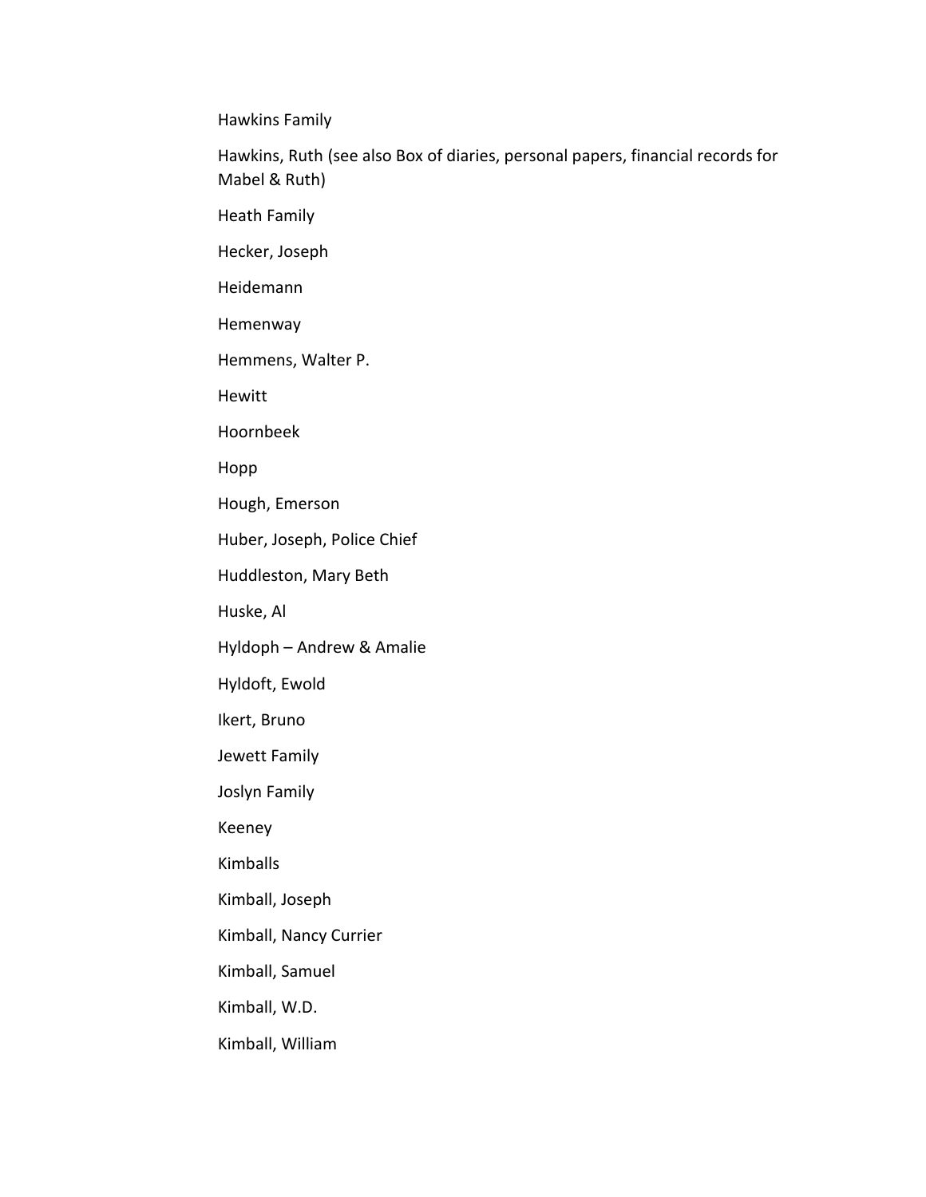Hawkins Family

Hawkins, Ruth (see also Box of diaries, personal papers, financial records for Mabel & Ruth)

Heath Family

Hecker, Joseph

Heidemann

Hemenway

Hemmens, Walter P.

Hewitt

Hoornbeek

Hopp

Hough, Emerson

Huber, Joseph, Police Chief

Huddleston, Mary Beth

Huske, Al

Hyldoph – Andrew & Amalie

Hyldoft, Ewold

Ikert, Bruno

Jewett Family

Joslyn Family

Keeney

Kimballs

Kimball, Joseph

Kimball, Nancy Currier

Kimball, Samuel

Kimball, W.D.

Kimball, William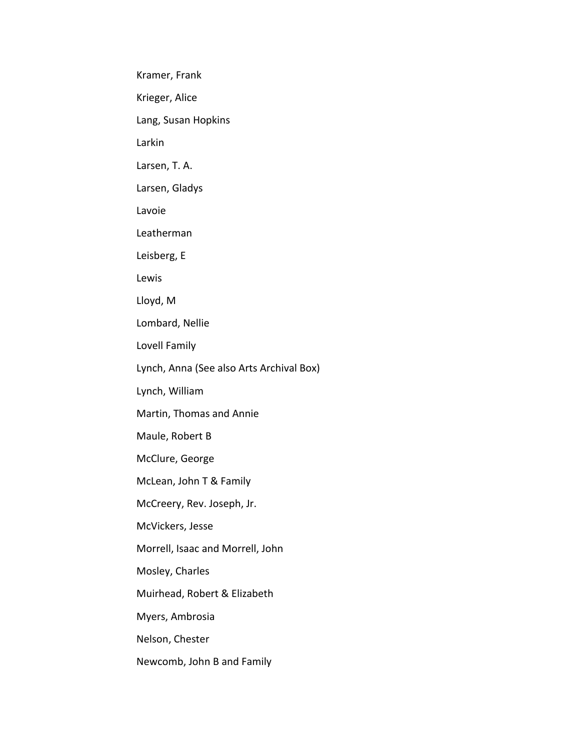Kramer, Frank

Krieger, Alice

Lang, Susan Hopkins

Larkin

Larsen, T. A.

Larsen, Gladys

Lavoie

Leatherman

Leisberg, E

Lewis

Lloyd, M

Lombard, Nellie

Lovell Family

Lynch, Anna (See also Arts Archival Box)

Lynch, William

Martin, Thomas and Annie

Maule, Robert B

McClure, George

McLean, John T & Family

McCreery, Rev. Joseph, Jr.

McVickers, Jesse

Morrell, Isaac and Morrell, John

Mosley, Charles

Muirhead, Robert & Elizabeth

Myers, Ambrosia

Nelson, Chester

Newcomb, John B and Family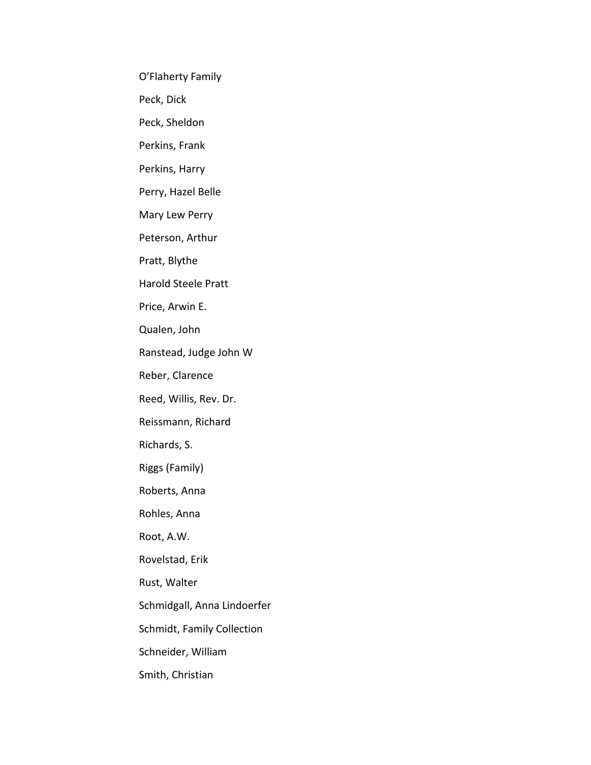O'Flaherty Family

Peck, Dick

Peck, Sheldon

Perkins, Frank

Perkins, Harry

Perry, Hazel Belle

Mary Lew Perry

Peterson, Arthur

Pratt, Blythe

Harold Steele Pratt

Price, Arwin E.

Qualen, John

Ranstead, Judge John W

Reber, Clarence

Reed, Willis, Rev. Dr.

Reissmann, Richard

Richards, S.

Riggs (Family)

Roberts, Anna

Rohles, Anna

Root, A.W.

Rovelstad, Erik

Rust, Walter

Schmidgall, Anna Lindoerfer

Schmidt, Family Collection

Schneider, William

Smith, Christian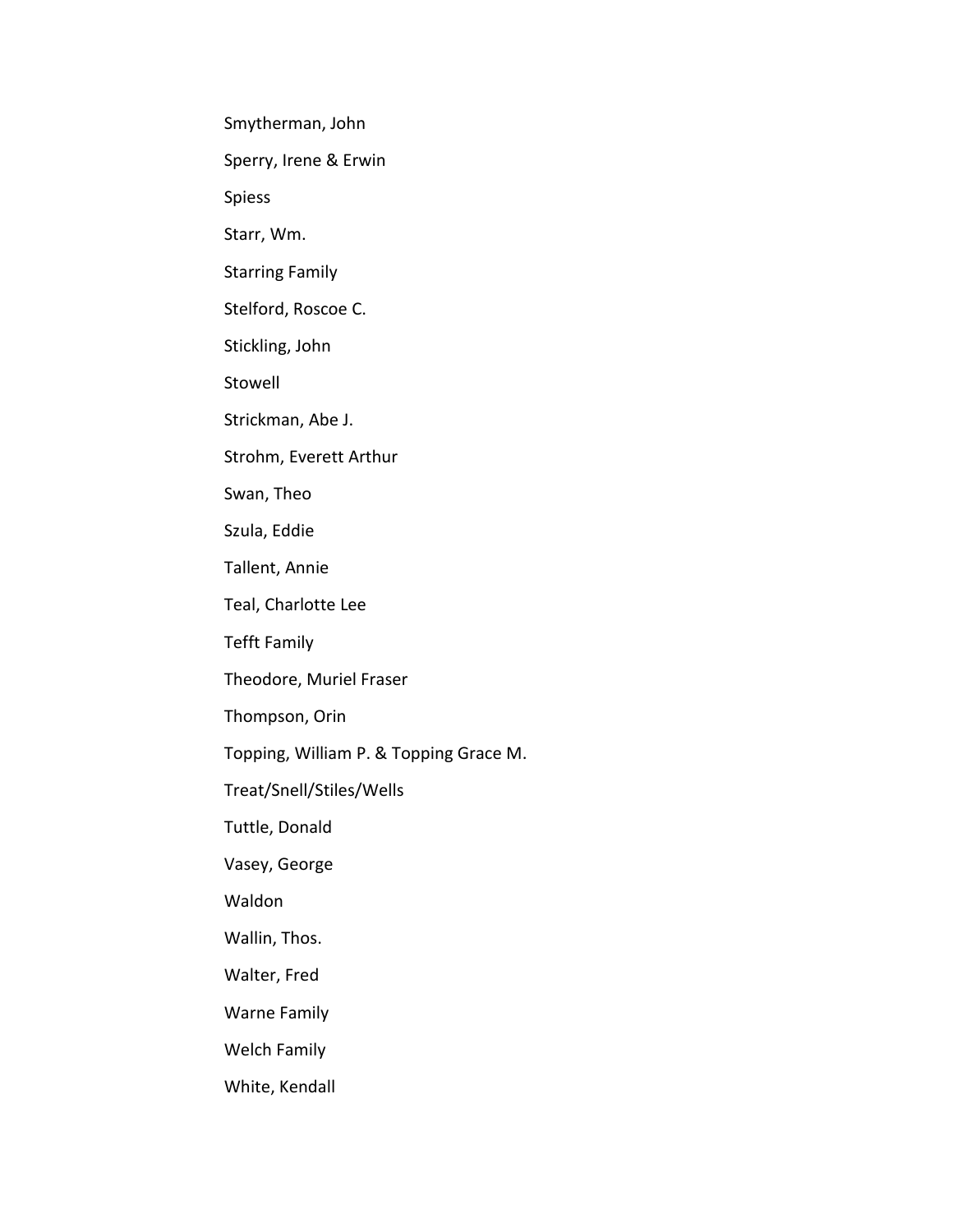Smytherman, John

Sperry, Irene & Erwin

Spiess

Starr, Wm.

Starring Family

Stelford, Roscoe C.

Stickling, John

Stowell

Strickman, Abe J.

Strohm, Everett Arthur

Swan, Theo

Szula, Eddie

Tallent, Annie

Teal, Charlotte Lee

Tefft Family

Theodore, Muriel Fraser

Thompson, Orin

Topping, William P. & Topping Grace M.

Treat/Snell/Stiles/Wells

Tuttle, Donald

Vasey, George

Waldon

Wallin, Thos.

Walter, Fred

Warne Family

Welch Family

White, Kendall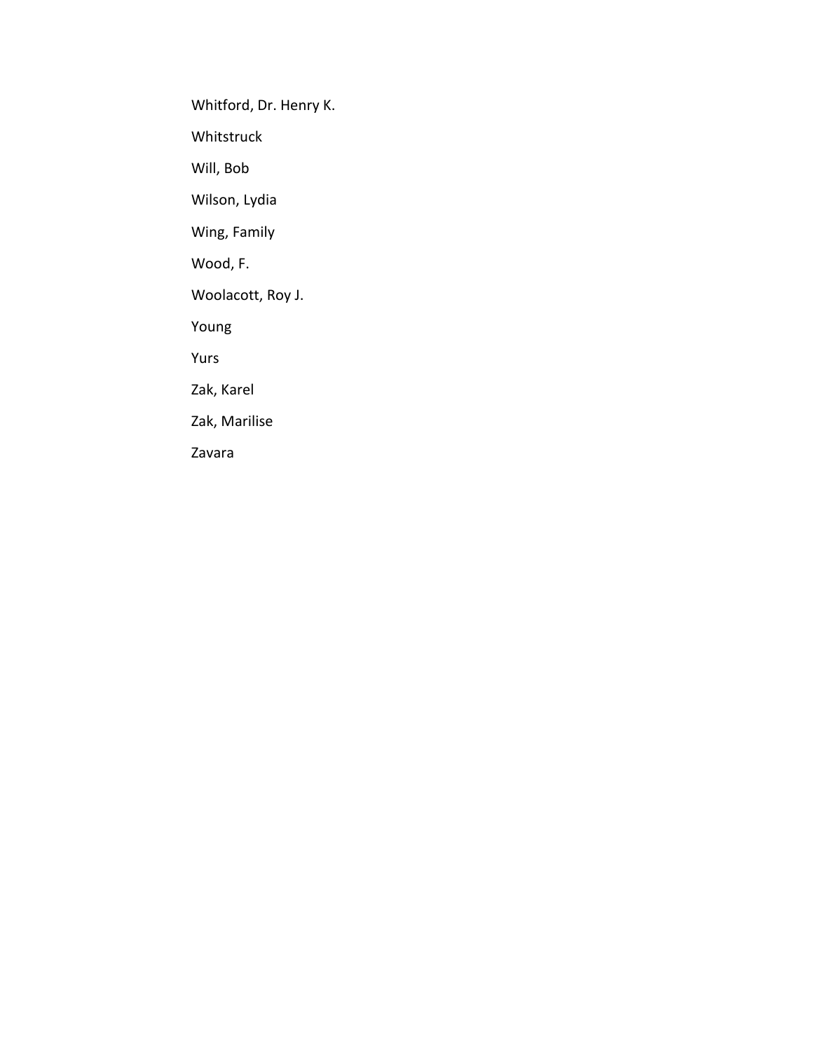Whitford, Dr. Henry K.

Whitstruck

Will, Bob

Wilson, Lydia

Wing, Family

Wood, F.

Woolacott, Roy J.

Young

Yurs

Zak, Karel

Zak, Marilise

Zavara